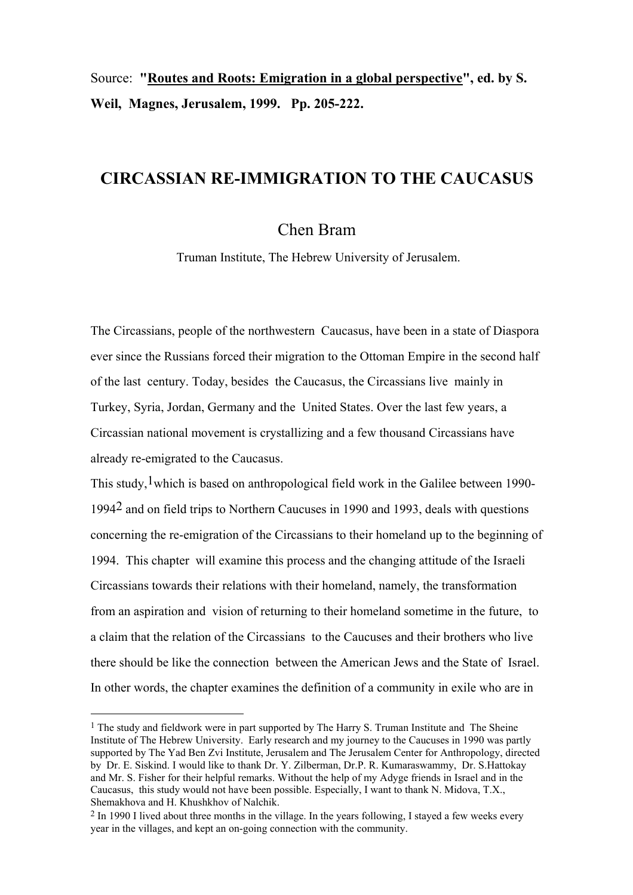Source: **"Routes and Roots: Emigration in a global perspective", ed. by S. Weil, Magnes, Jerusalem, 1999. Pp. 205-222.**

# CIRCASSIAN RE-IMMIGRATION TO THE CAUCASUS

Chen Bram

Truman Institute, The Hebrew University of Jerusalem.

The Circassians, people of the northwestern Caucasus, have been in a state of Diaspora ever since the Russians forced their migration to the Ottoman Empire in the second half of the last century. Today, besides the Caucasus, the Circassians live mainly in Turkey, Syria, Jordan, Germany and the United States. Over the last few years, a Circassian national movement is crystallizing and a few thousand Circassians have already re-emigrated to the Caucasus.

This study,[1] which is based on anthropological field work in the Galilee between 1990-1994[2] and on field trips to Northern Caucuses in 1990 and 1993, deals with questions concerning the re-emigration of the Circassians to their homeland up to the beginning of 1994. This chapter will examine this process and the changing attitude of the Israeli Circassians towards their relations with their homeland, namely, the transformation from an aspiration and vision of returning to their homeland sometime in the future, to a claim that the relation of the Circassians to the Caucuses and their brothers who live there should be like the connection between the American Jews and the State of Israel. In other words, the chapter examines the definition of a community in exile who are in

---

[1] The study and fieldwork were in part supported by The Harry S. Truman Institute and The Sheine Institute of The Hebrew University. Early research and my journey to the Caucuses in 1990 was partly supported by The Yad Ben Zvi Institute, Jerusalem and The Jerusalem Center for Anthropology, directed by Dr. E. Siskind. I would like to thank Dr. Y. Zilberman, Dr.P. R. Kumaraswammy, Dr. S.Hattokay and Mr. S. Fisher for their helpful remarks. Without the help of my Adyge friends in Israel and in the Caucasus, this study would not have been possible. Especially, I want to thank N. Midova, T.X., Shemakhova and H. Khushkhov of Nalchik.

[2] In 1990 I lived about three months in the village. In the years following, I stayed a few weeks every year in the villages, and kept an on-going connection with the community.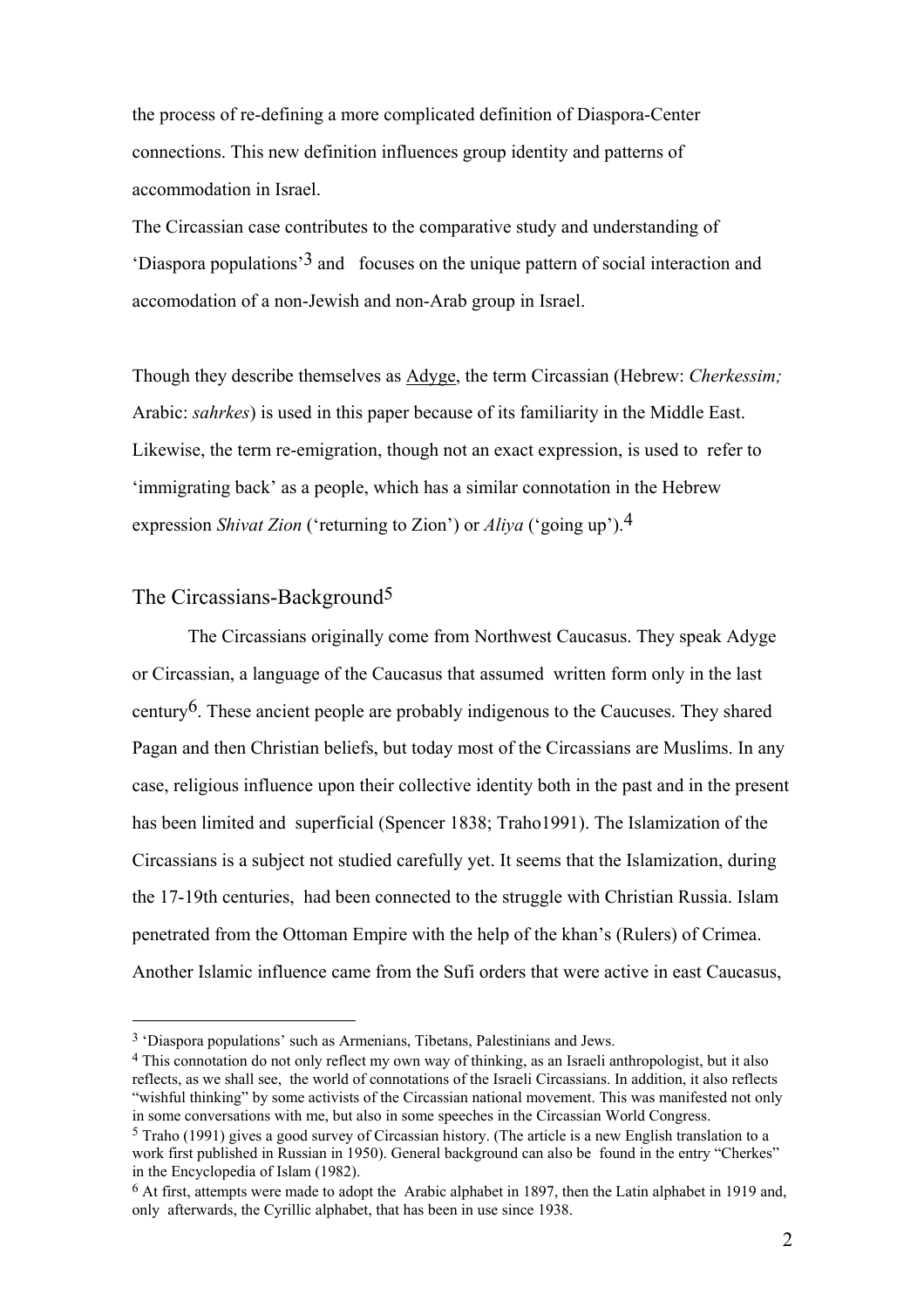the process of re-defining a more complicated definition of Diaspora-Center connections. This new definition influences group identity and patterns of accommodation in Israel.

The Circassian case contributes to the comparative study and understanding of 'Diaspora populations'[3] and focuses on the unique pattern of social interaction and accomodation of a non-Jewish and non-Arab group in Israel.

Though they describe themselves as Adyge, the term Circassian (Hebrew: *Cherkessim;* Arabic: *sahrkes*) is used in this paper because of its familiarity in the Middle East. Likewise, the term re-emigration, though not an exact expression, is used to refer to 'immigrating back' as a people, which has a similar connotation in the Hebrew expression *Shivat Zion* ('returning to Zion') or *Aliya* ('going up').[4]

## The Circassians-Background[5]

The Circassians originally come from Northwest Caucasus. They speak Adyge or Circassian, a language of the Caucasus that assumed written form only in the last century[6]. These ancient people are probably indigenous to the Caucuses. They shared Pagan and then Christian beliefs, but today most of the Circassians are Muslims. In any case, religious influence upon their collective identity both in the past and in the present has been limited and superficial (Spencer 1838; Traho1991). The Islamization of the Circassians is a subject not studied carefully yet. It seems that the Islamization, during the 17-19th centuries, had been connected to the struggle with Christian Russia. Islam penetrated from the Ottoman Empire with the help of the khan's (Rulers) of Crimea. Another Islamic influence came from the Sufi orders that were active in east Caucasus,

---

[3] 'Diaspora populations' such as Armenians, Tibetans, Palestinians and Jews.

[4] This connotation do not only reflect my own way of thinking, as an Israeli anthropologist, but it also reflects, as we shall see, the world of connotations of the Israeli Circassians. In addition, it also reflects "wishful thinking" by some activists of the Circassian national movement. This was manifested not only in some conversations with me, but also in some speeches in the Circassian World Congress.

[5] Traho (1991) gives a good survey of Circassian history. (The article is a new English translation to a work first published in Russian in 1950). General background can also be found in the entry "Cherkes" in the Encyclopedia of Islam (1982).

[6] At first, attempts were made to adopt the Arabic alphabet in 1897, then the Latin alphabet in 1919 and, only afterwards, the Cyrillic alphabet, that has been in use since 1938.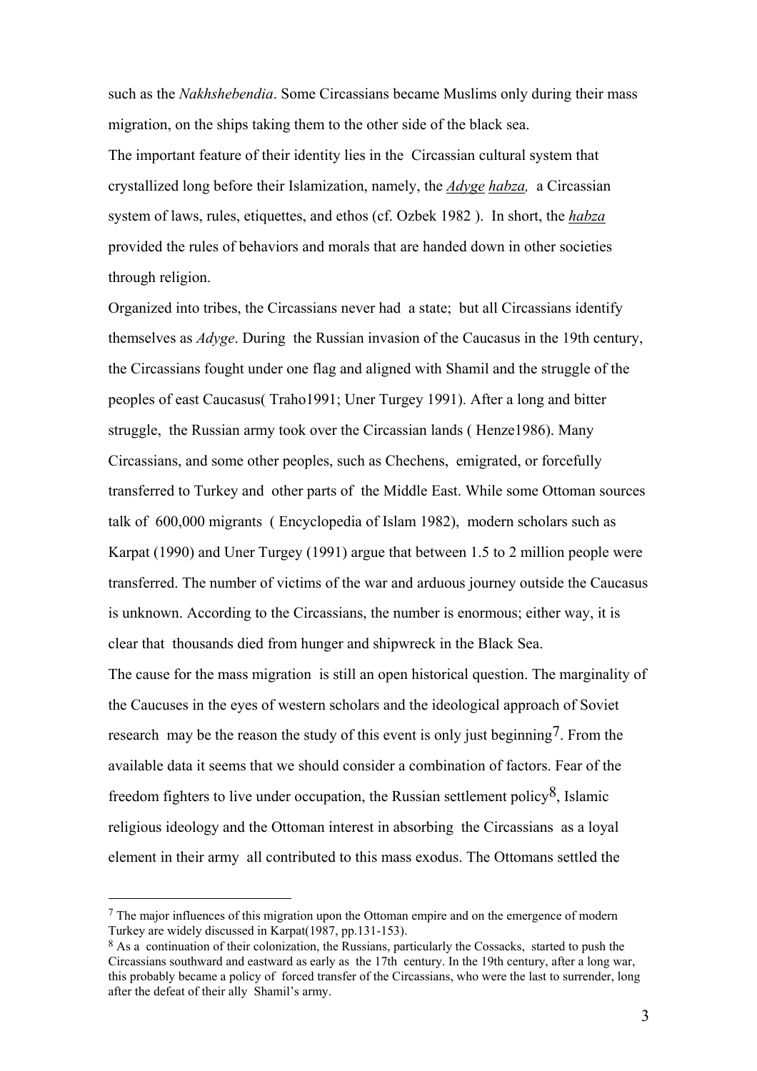such as the *Nakhshebendia*. Some Circassians became Muslims only during their mass migration, on the ships taking them to the other side of the black sea.

The important feature of their identity lies in the Circassian cultural system that crystallized long before their Islamization, namely, the *Adyge habza,* a Circassian system of laws, rules, etiquettes, and ethos (cf. Ozbek 1982 ). In short, the *habza* provided the rules of behaviors and morals that are handed down in other societies through religion.

Organized into tribes, the Circassians never had a state; but all Circassians identify themselves as *Adyge*. During the Russian invasion of the Caucasus in the 19th century, the Circassians fought under one flag and aligned with Shamil and the struggle of the peoples of east Caucasus( Traho1991; Uner Turgey 1991). After a long and bitter struggle, the Russian army took over the Circassian lands ( Henze1986). Many Circassians, and some other peoples, such as Chechens, emigrated, or forcefully transferred to Turkey and other parts of the Middle East. While some Ottoman sources talk of 600,000 migrants ( Encyclopedia of Islam 1982), modern scholars such as Karpat (1990) and Uner Turgey (1991) argue that between 1.5 to 2 million people were transferred. The number of victims of the war and arduous journey outside the Caucasus is unknown. According to the Circassians, the number is enormous; either way, it is clear that thousands died from hunger and shipwreck in the Black Sea.

The cause for the mass migration is still an open historical question. The marginality of the Caucuses in the eyes of western scholars and the ideological approach of Soviet research may be the reason the study of this event is only just beginning[7]. From the available data it seems that we should consider a combination of factors. Fear of the freedom fighters to live under occupation, the Russian settlement policy[8], Islamic religious ideology and the Ottoman interest in absorbing the Circassians as a loyal element in their army all contributed to this mass exodus. The Ottomans settled the

---

[7] The major influences of this migration upon the Ottoman empire and on the emergence of modern Turkey are widely discussed in Karpat(1987, pp.131-153).

[8] As a continuation of their colonization, the Russians, particularly the Cossacks, started to push the Circassians southward and eastward as early as the 17th century. In the 19th century, after a long war, this probably became a policy of forced transfer of the Circassians, who were the last to surrender, long after the defeat of their ally Shamil's army.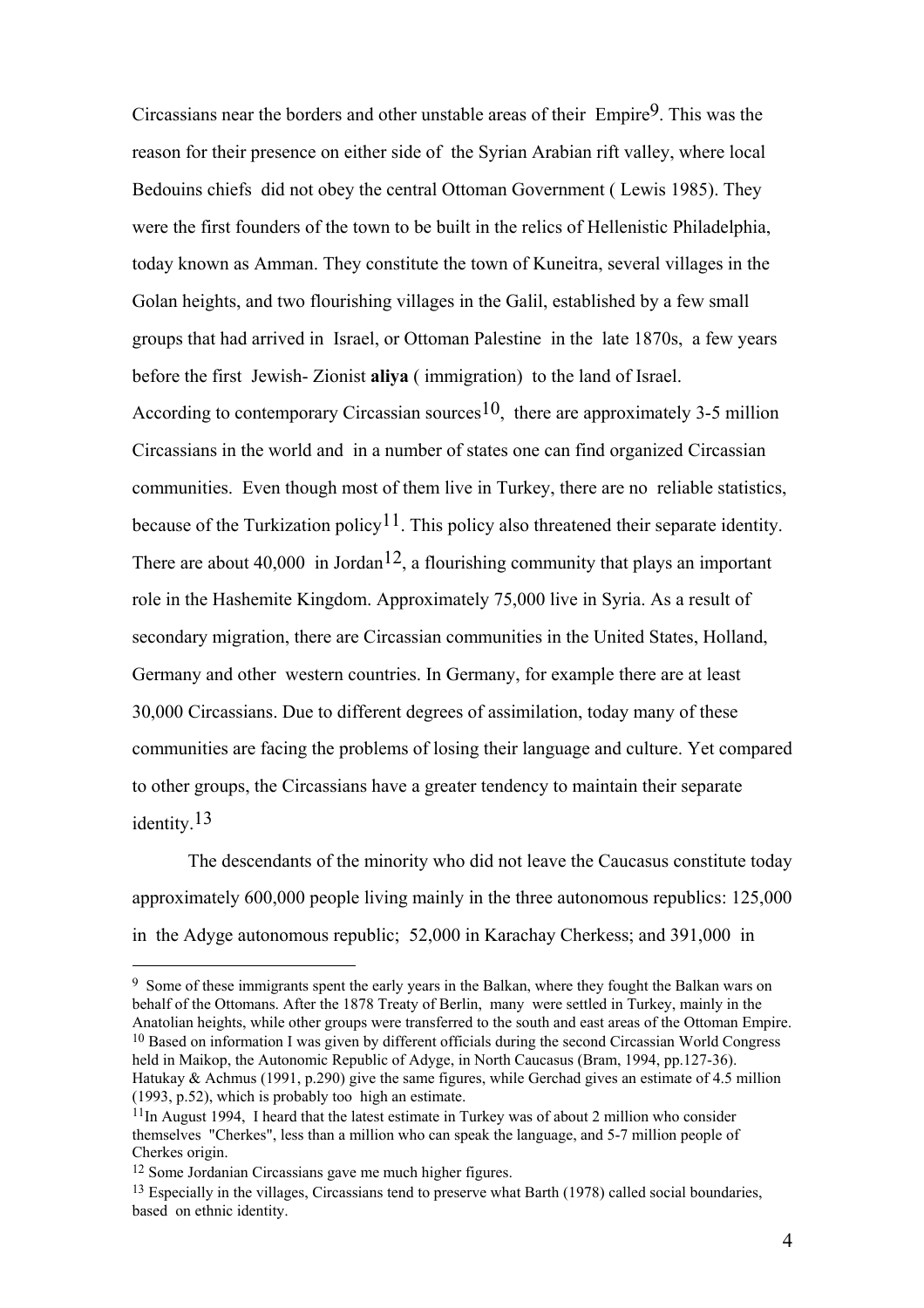Circassians near the borders and other unstable areas of their Empire[9]. This was the reason for their presence on either side of the Syrian Arabian rift valley, where local Bedouins chiefs did not obey the central Ottoman Government ( Lewis 1985). They were the first founders of the town to be built in the relics of Hellenistic Philadelphia, today known as Amman. They constitute the town of Kuneitra, several villages in the Golan heights, and two flourishing villages in the Galil, established by a few small groups that had arrived in Israel, or Ottoman Palestine in the late 1870s, a few years before the first Jewish- Zionist **aliya** ( immigration) to the land of Israel.

According to contemporary Circassian sources[10], there are approximately 3-5 million Circassians in the world and in a number of states one can find organized Circassian communities. Even though most of them live in Turkey, there are no reliable statistics, because of the Turkization policy[11]. This policy also threatened their separate identity. There are about 40,000 in Jordan[12], a flourishing community that plays an important role in the Hashemite Kingdom. Approximately 75,000 live in Syria. As a result of secondary migration, there are Circassian communities in the United States, Holland, Germany and other western countries. In Germany, for example there are at least 30,000 Circassians. Due to different degrees of assimilation, today many of these communities are facing the problems of losing their language and culture. Yet compared to other groups, the Circassians have a greater tendency to maintain their separate identity.[13]

The descendants of the minority who did not leave the Caucasus constitute today approximately 600,000 people living mainly in the three autonomous republics: 125,000 in the Adyge autonomous republic; 52,000 in Karachay Cherkess; and 391,000 in

---

[9] Some of these immigrants spent the early years in the Balkan, where they fought the Balkan wars on behalf of the Ottomans. After the 1878 Treaty of Berlin, many were settled in Turkey, mainly in the Anatolian heights, while other groups were transferred to the south and east areas of the Ottoman Empire.

[10] Based on information I was given by different officials during the second Circassian World Congress held in Maikop, the Autonomic Republic of Adyge, in North Caucasus (Bram, 1994, pp.127-36). Hatukay & Achmus (1991, p.290) give the same figures, while Gerchad gives an estimate of 4.5 million (1993, p.52), which is probably too high an estimate.

[11] In August 1994, I heard that the latest estimate in Turkey was of about 2 million who consider themselves "Cherkes", less than a million who can speak the language, and 5-7 million people of Cherkes origin.

[12] Some Jordanian Circassians gave me much higher figures.

[13] Especially in the villages, Circassians tend to preserve what Barth (1978) called social boundaries, based on ethnic identity.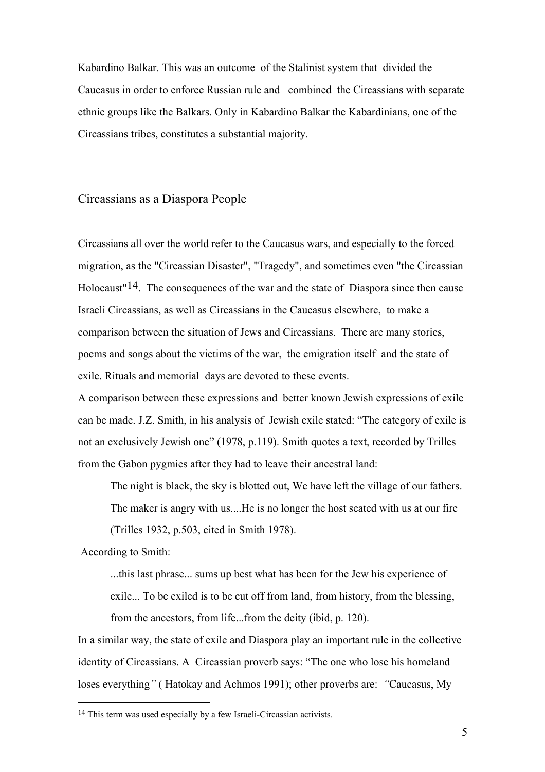Kabardino Balkar. This was an outcome of the Stalinist system that divided the Caucasus in order to enforce Russian rule and combined the Circassians with separate ethnic groups like the Balkars. Only in Kabardino Balkar the Kabardinians, one of the Circassians tribes, constitutes a substantial majority.

## Circassians as a Diaspora People

Circassians all over the world refer to the Caucasus wars, and especially to the forced migration, as the "Circassian Disaster", "Tragedy", and sometimes even "the Circassian Holocaust"[14]. The consequences of the war and the state of Diaspora since then cause Israeli Circassians, as well as Circassians in the Caucasus elsewhere, to make a comparison between the situation of Jews and Circassians. There are many stories, poems and songs about the victims of the war, the emigration itself and the state of exile. Rituals and memorial days are devoted to these events.

A comparison between these expressions and better known Jewish expressions of exile can be made. J.Z. Smith, in his analysis of Jewish exile stated: "The category of exile is not an exclusively Jewish one" (1978, p.119). Smith quotes a text, recorded by Trilles from the Gabon pygmies after they had to leave their ancestral land:

> The night is black, the sky is blotted out, We have left the village of our fathers. The maker is angry with us....He is no longer the host seated with us at our fire (Trilles 1932, p.503, cited in Smith 1978).

According to Smith:

> ...this last phrase... sums up best what has been for the Jew his experience of exile... To be exiled is to be cut off from land, from history, from the blessing, from the ancestors, from life...from the deity (ibid, p. 120).

In a similar way, the state of exile and Diaspora play an important rule in the collective identity of Circassians. A Circassian proverb says: "The one who lose his homeland loses everything" ( Hatokay and Achmos 1991); other proverbs are: *"*Caucasus, My

[14] This term was used especially by a few Israeli-Circassian activists.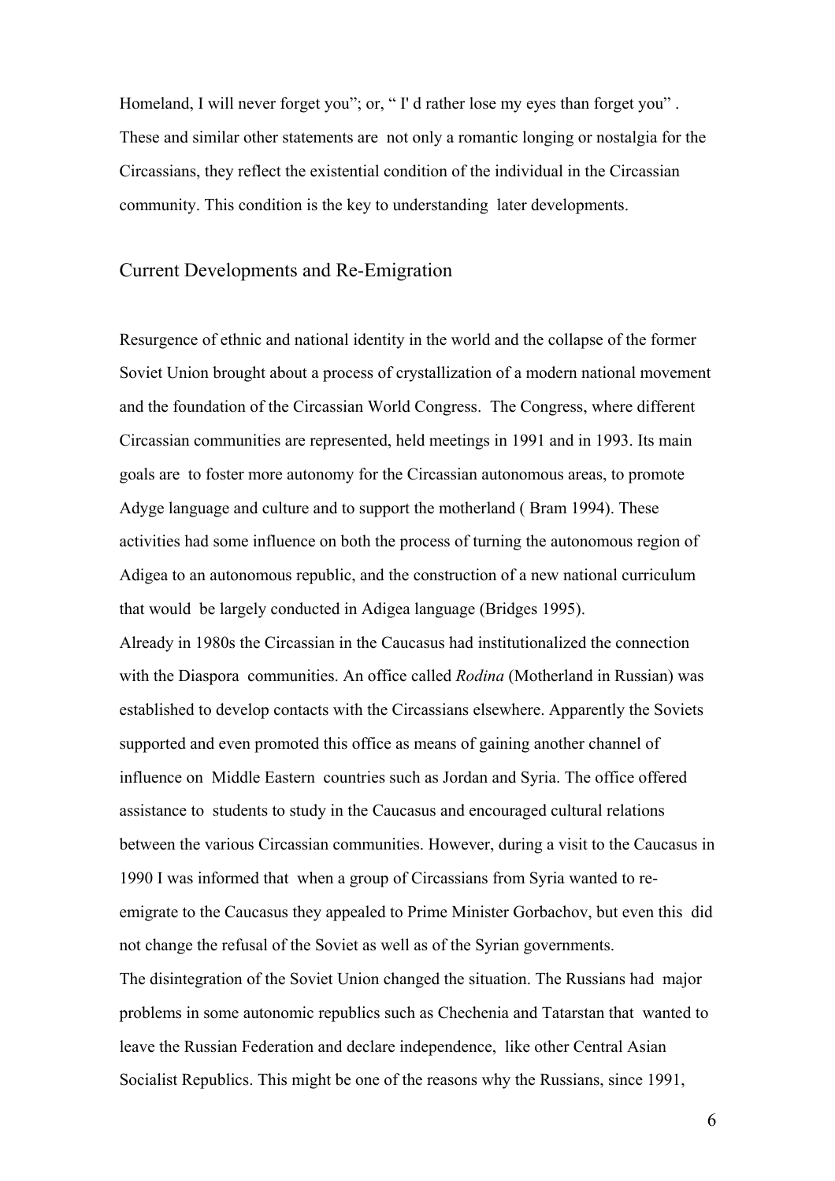Homeland, I will never forget you"; or, " I' d rather lose my eyes than forget you" . These and similar other statements are not only a romantic longing or nostalgia for the Circassians, they reflect the existential condition of the individual in the Circassian community. This condition is the key to understanding later developments.

## Current Developments and Re-Emigration

Resurgence of ethnic and national identity in the world and the collapse of the former Soviet Union brought about a process of crystallization of a modern national movement and the foundation of the Circassian World Congress. The Congress, where different Circassian communities are represented, held meetings in 1991 and in 1993. Its main goals are to foster more autonomy for the Circassian autonomous areas, to promote Adyge language and culture and to support the motherland ( Bram 1994). These activities had some influence on both the process of turning the autonomous region of Adigea to an autonomous republic, and the construction of a new national curriculum that would be largely conducted in Adigea language (Bridges 1995).

Already in 1980s the Circassian in the Caucasus had institutionalized the connection with the Diaspora communities. An office called *Rodina* (Motherland in Russian) was established to develop contacts with the Circassians elsewhere. Apparently the Soviets supported and even promoted this office as means of gaining another channel of influence on Middle Eastern countries such as Jordan and Syria. The office offered assistance to students to study in the Caucasus and encouraged cultural relations between the various Circassian communities. However, during a visit to the Caucasus in 1990 I was informed that when a group of Circassians from Syria wanted to re-emigrate to the Caucasus they appealed to Prime Minister Gorbachov, but even this did not change the refusal of the Soviet as well as of the Syrian governments.

The disintegration of the Soviet Union changed the situation. The Russians had major problems in some autonomic republics such as Chechenia and Tatarstan that wanted to leave the Russian Federation and declare independence, like other Central Asian Socialist Republics. This might be one of the reasons why the Russians, since 1991,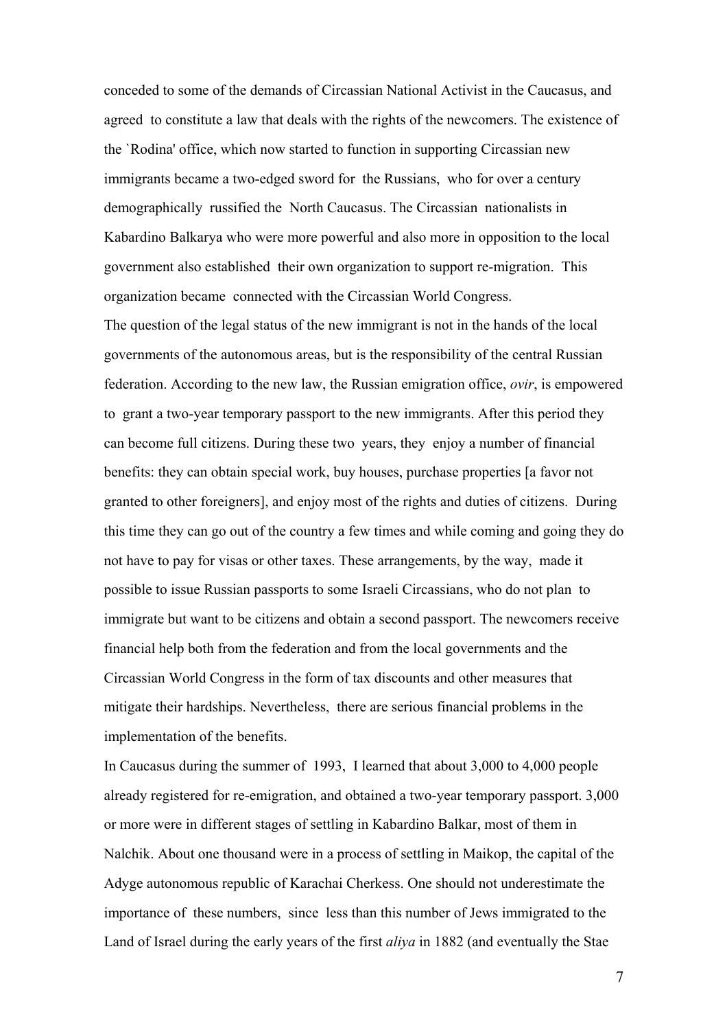conceded to some of the demands of Circassian National Activist in the Caucasus, and agreed to constitute a law that deals with the rights of the newcomers. The existence of the `Rodina' office, which now started to function in supporting Circassian new immigrants became a two-edged sword for the Russians, who for over a century demographically russified the North Caucasus. The Circassian nationalists in Kabardino Balkarya who were more powerful and also more in opposition to the local government also established their own organization to support re-migration. This organization became connected with the Circassian World Congress.

The question of the legal status of the new immigrant is not in the hands of the local governments of the autonomous areas, but is the responsibility of the central Russian federation. According to the new law, the Russian emigration office, *ovir*, is empowered to grant a two-year temporary passport to the new immigrants. After this period they can become full citizens. During these two years, they enjoy a number of financial benefits: they can obtain special work, buy houses, purchase properties [a favor not granted to other foreigners], and enjoy most of the rights and duties of citizens. During this time they can go out of the country a few times and while coming and going they do not have to pay for visas or other taxes. These arrangements, by the way, made it possible to issue Russian passports to some Israeli Circassians, who do not plan to immigrate but want to be citizens and obtain a second passport. The newcomers receive financial help both from the federation and from the local governments and the Circassian World Congress in the form of tax discounts and other measures that mitigate their hardships. Nevertheless, there are serious financial problems in the implementation of the benefits.

In Caucasus during the summer of 1993, I learned that about 3,000 to 4,000 people already registered for re-emigration, and obtained a two-year temporary passport. 3,000 or more were in different stages of settling in Kabardino Balkar, most of them in Nalchik. About one thousand were in a process of settling in Maikop, the capital of the Adyge autonomous republic of Karachai Cherkess. One should not underestimate the importance of these numbers, since less than this number of Jews immigrated to the Land of Israel during the early years of the first *aliya* in 1882 (and eventually the Stae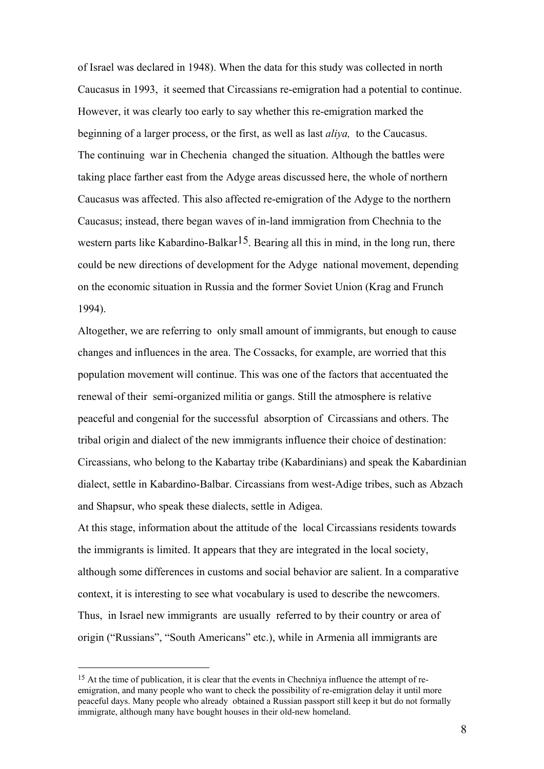of Israel was declared in 1948). When the data for this study was collected in north Caucasus in 1993, it seemed that Circassians re-emigration had a potential to continue. However, it was clearly too early to say whether this re-emigration marked the beginning of a larger process, or the first, as well as last *aliya,* to the Caucasus. The continuing war in Chechenia changed the situation. Although the battles were taking place farther east from the Adyge areas discussed here, the whole of northern Caucasus was affected. This also affected re-emigration of the Adyge to the northern Caucasus; instead, there began waves of in-land immigration from Chechnia to the western parts like Kabardino-Balkar[15]. Bearing all this in mind, in the long run, there could be new directions of development for the Adyge national movement, depending on the economic situation in Russia and the former Soviet Union (Krag and Frunch 1994).

Altogether, we are referring to only small amount of immigrants, but enough to cause changes and influences in the area. The Cossacks, for example, are worried that this population movement will continue. This was one of the factors that accentuated the renewal of their semi-organized militia or gangs. Still the atmosphere is relative peaceful and congenial for the successful absorption of Circassians and others. The tribal origin and dialect of the new immigrants influence their choice of destination: Circassians, who belong to the Kabartay tribe (Kabardinians) and speak the Kabardinian dialect, settle in Kabardino-Balbar. Circassians from west-Adige tribes, such as Abzach and Shapsur, who speak these dialects, settle in Adigea.

At this stage, information about the attitude of the local Circassians residents towards the immigrants is limited. It appears that they are integrated in the local society, although some differences in customs and social behavior are salient. In a comparative context, it is interesting to see what vocabulary is used to describe the newcomers. Thus, in Israel new immigrants are usually referred to by their country or area of origin ("Russians", "South Americans" etc.), while in Armenia all immigrants are

---

[15] At the time of publication, it is clear that the events in Chechniya influence the attempt of re-emigration, and many people who want to check the possibility of re-emigration delay it until more peaceful days. Many people who already obtained a Russian passport still keep it but do not formally immigrate, although many have bought houses in their old-new homeland.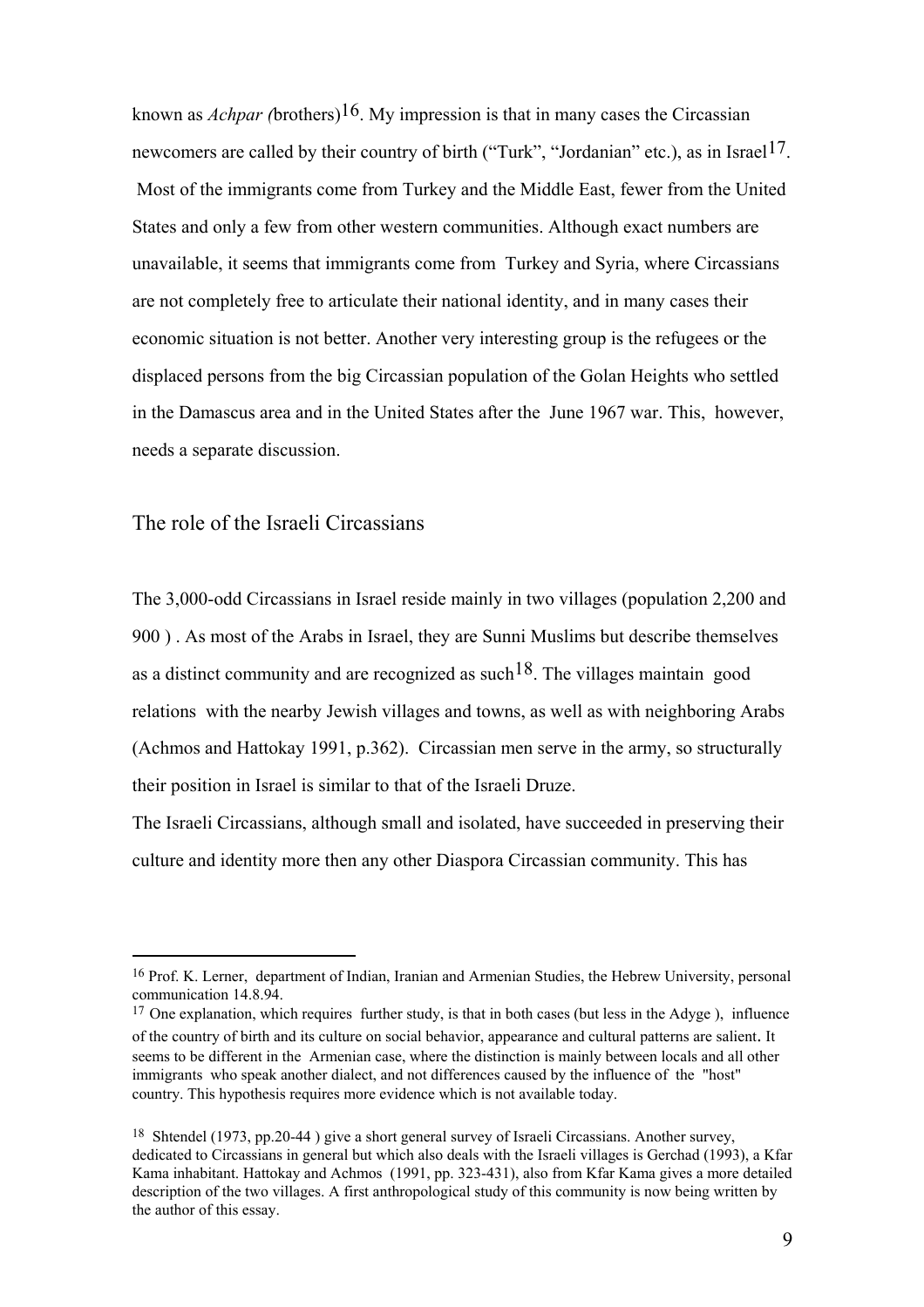known as *Achpar (*brothers)[16]. My impression is that in many cases the Circassian newcomers are called by their country of birth ("Turk", "Jordanian" etc.), as in Israel[17]. Most of the immigrants come from Turkey and the Middle East, fewer from the United States and only a few from other western communities. Although exact numbers are unavailable, it seems that immigrants come from Turkey and Syria, where Circassians are not completely free to articulate their national identity, and in many cases their economic situation is not better. Another very interesting group is the refugees or the displaced persons from the big Circassian population of the Golan Heights who settled in the Damascus area and in the United States after the June 1967 war. This, however, needs a separate discussion.

## The role of the Israeli Circassians

The 3,000-odd Circassians in Israel reside mainly in two villages (population 2,200 and 900 ) . As most of the Arabs in Israel, they are Sunni Muslims but describe themselves as a distinct community and are recognized as such[18]. The villages maintain good relations with the nearby Jewish villages and towns, as well as with neighboring Arabs (Achmos and Hattokay 1991, p.362). Circassian men serve in the army, so structurally their position in Israel is similar to that of the Israeli Druze.

The Israeli Circassians, although small and isolated, have succeeded in preserving their culture and identity more then any other Diaspora Circassian community. This has

---

[16] Prof. K. Lerner, department of Indian, Iranian and Armenian Studies, the Hebrew University, personal communication 14.8.94.

[17] One explanation, which requires further study, is that in both cases (but less in the Adyge ), influence of the country of birth and its culture on social behavior, appearance and cultural patterns are salient. It seems to be different in the Armenian case, where the distinction is mainly between locals and all other immigrants who speak another dialect, and not differences caused by the influence of the "host" country. This hypothesis requires more evidence which is not available today.

[18] Shtendel (1973, pp.20-44 ) give a short general survey of Israeli Circassians. Another survey, dedicated to Circassians in general but which also deals with the Israeli villages is Gerchad (1993), a Kfar Kama inhabitant. Hattokay and Achmos (1991, pp. 323-431), also from Kfar Kama gives a more detailed description of the two villages. A first anthropological study of this community is now being written by the author of this essay.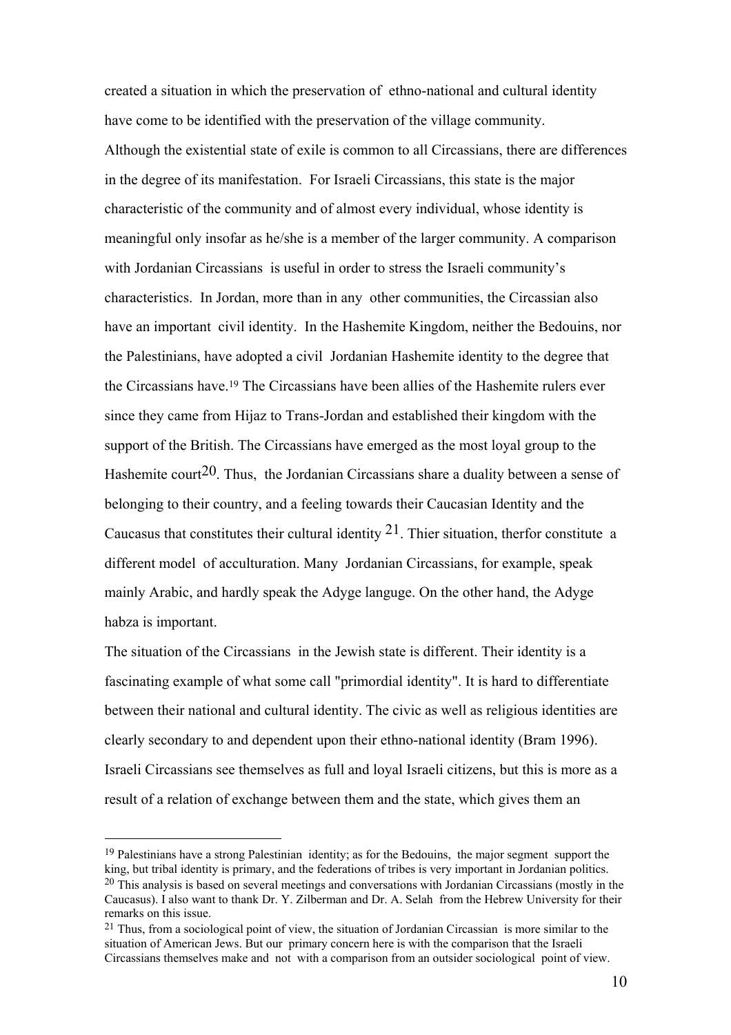created a situation in which the preservation of ethno-national and cultural identity have come to be identified with the preservation of the village community.

Although the existential state of exile is common to all Circassians, there are differences in the degree of its manifestation. For Israeli Circassians, this state is the major characteristic of the community and of almost every individual, whose identity is meaningful only insofar as he/she is a member of the larger community. A comparison with Jordanian Circassians is useful in order to stress the Israeli community's characteristics. In Jordan, more than in any other communities, the Circassian also have an important civil identity. In the Hashemite Kingdom, neither the Bedouins, nor the Palestinians, have adopted a civil Jordanian Hashemite identity to the degree that the Circassians have.[19] The Circassians have been allies of the Hashemite rulers ever since they came from Hijaz to Trans-Jordan and established their kingdom with the support of the British. The Circassians have emerged as the most loyal group to the Hashemite court[20]. Thus, the Jordanian Circassians share a duality between a sense of belonging to their country, and a feeling towards their Caucasian Identity and the Caucasus that constitutes their cultural identity [21]. Thier situation, therfor constitute a different model of acculturation. Many Jordanian Circassians, for example, speak mainly Arabic, and hardly speak the Adyge languge. On the other hand, the Adyge habza is important.

The situation of the Circassians in the Jewish state is different. Their identity is a fascinating example of what some call "primordial identity". It is hard to differentiate between their national and cultural identity. The civic as well as religious identities are clearly secondary to and dependent upon their ethno-national identity (Bram 1996). Israeli Circassians see themselves as full and loyal Israeli citizens, but this is more as a result of a relation of exchange between them and the state, which gives them an

---

[19] Palestinians have a strong Palestinian identity; as for the Bedouins, the major segment support the king, but tribal identity is primary, and the federations of tribes is very important in Jordanian politics.

[20] This analysis is based on several meetings and conversations with Jordanian Circassians (mostly in the Caucasus). I also want to thank Dr. Y. Zilberman and Dr. A. Selah from the Hebrew University for their remarks on this issue.

[21] Thus, from a sociological point of view, the situation of Jordanian Circassian is more similar to the situation of American Jews. But our primary concern here is with the comparison that the Israeli Circassians themselves make and not with a comparison from an outsider sociological point of view.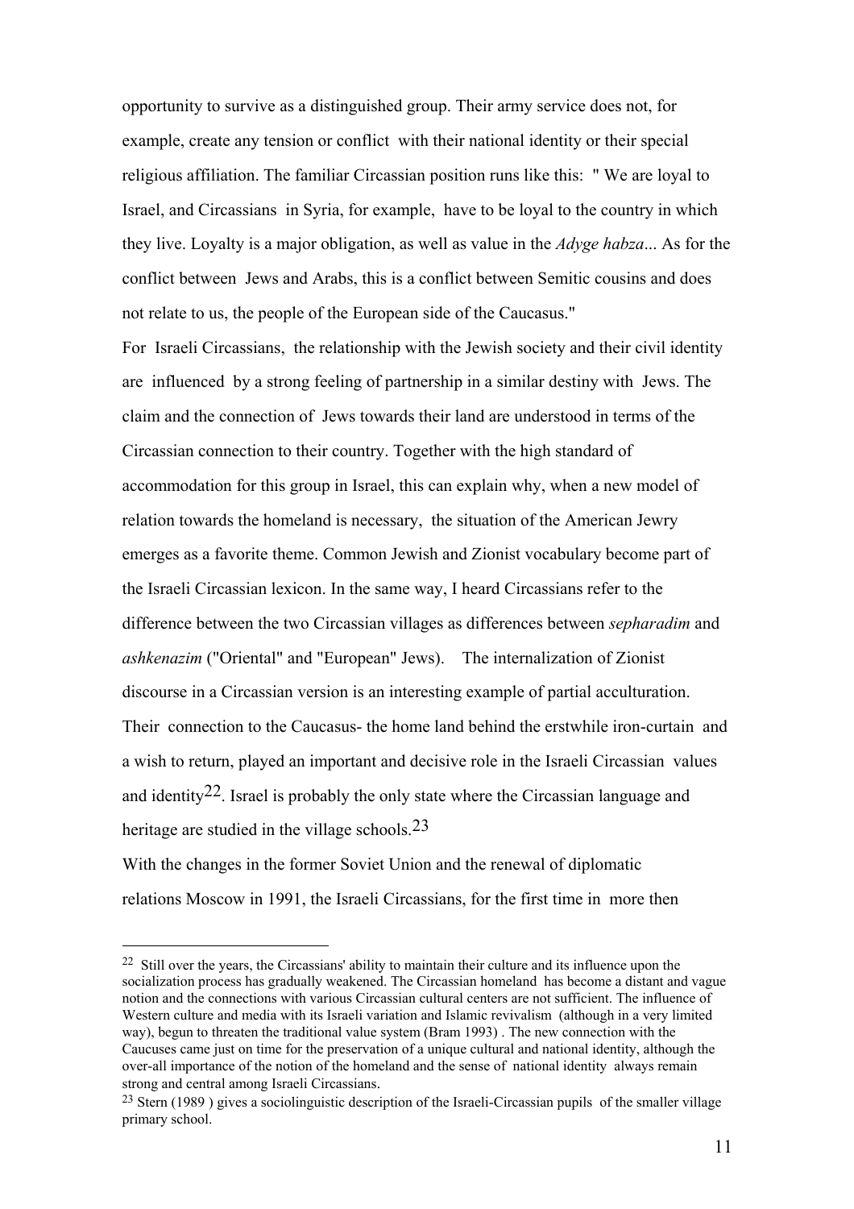opportunity to survive as a distinguished group. Their army service does not, for example, create any tension or conflict with their national identity or their special religious affiliation. The familiar Circassian position runs like this: " We are loyal to Israel, and Circassians in Syria, for example, have to be loyal to the country in which they live. Loyalty is a major obligation, as well as value in the *Adyge habza*... As for the conflict between Jews and Arabs, this is a conflict between Semitic cousins and does not relate to us, the people of the European side of the Caucasus."

For Israeli Circassians, the relationship with the Jewish society and their civil identity are influenced by a strong feeling of partnership in a similar destiny with Jews. The claim and the connection of Jews towards their land are understood in terms of the Circassian connection to their country. Together with the high standard of accommodation for this group in Israel, this can explain why, when a new model of relation towards the homeland is necessary, the situation of the American Jewry emerges as a favorite theme. Common Jewish and Zionist vocabulary become part of the Israeli Circassian lexicon. In the same way, I heard Circassians refer to the difference between the two Circassian villages as differences between *sepharadim* and *ashkenazim* ("Oriental" and "European" Jews). The internalization of Zionist discourse in a Circassian version is an interesting example of partial acculturation. Their connection to the Caucasus- the home land behind the erstwhile iron-curtain and a wish to return, played an important and decisive role in the Israeli Circassian values and identity[22]. Israel is probably the only state where the Circassian language and heritage are studied in the village schools.[23]

With the changes in the former Soviet Union and the renewal of diplomatic relations Moscow in 1991, the Israeli Circassians, for the first time in more then

---

[22] Still over the years, the Circassians' ability to maintain their culture and its influence upon the socialization process has gradually weakened. The Circassian homeland has become a distant and vague notion and the connections with various Circassian cultural centers are not sufficient. The influence of Western culture and media with its Israeli variation and Islamic revivalism (although in a very limited way), begun to threaten the traditional value system (Bram 1993) . The new connection with the Caucuses came just on time for the preservation of a unique cultural and national identity, although the over-all importance of the notion of the homeland and the sense of national identity always remain strong and central among Israeli Circassians.

[23] Stern (1989 ) gives a sociolinguistic description of the Israeli-Circassian pupils of the smaller village primary school.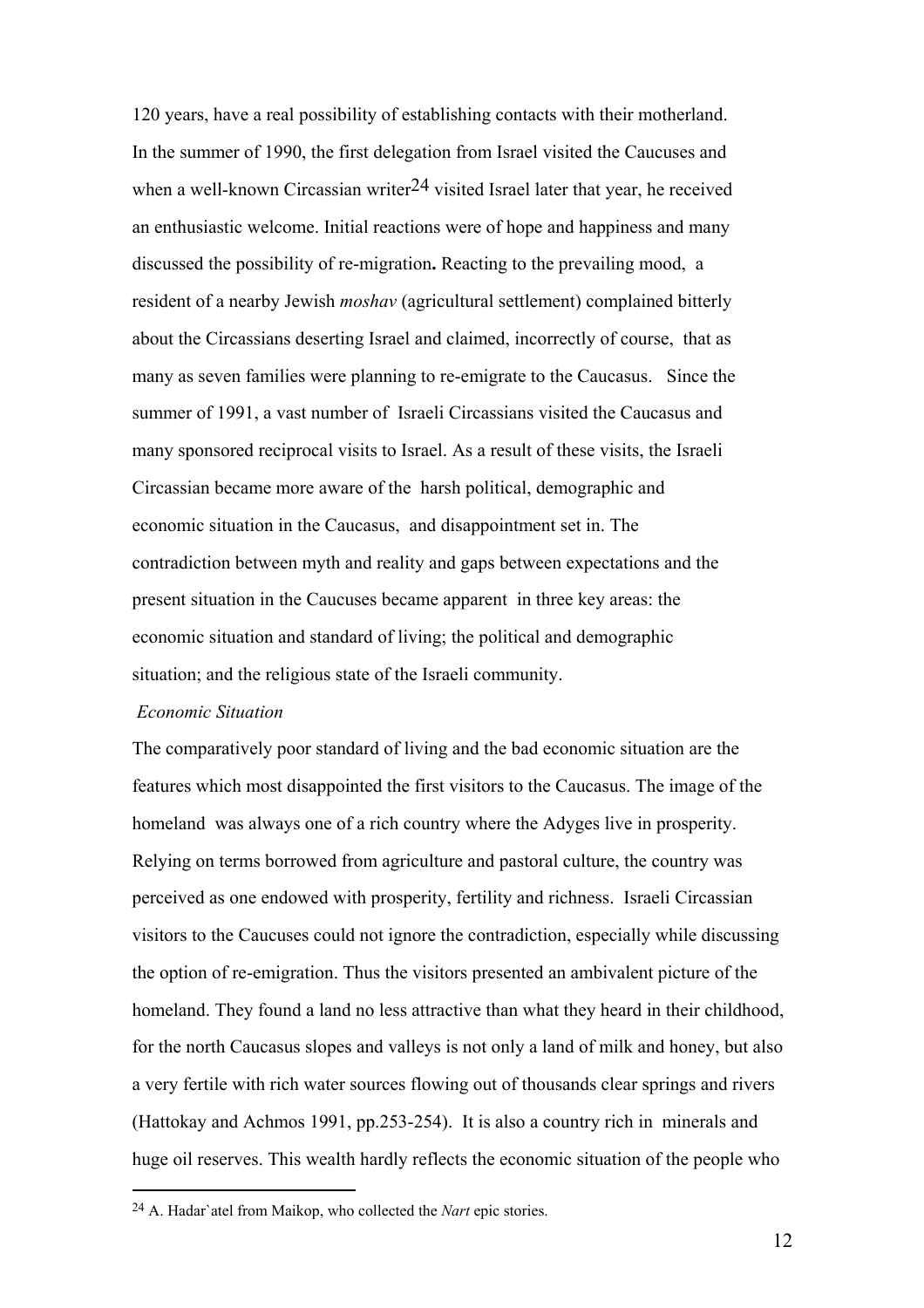120 years, have a real possibility of establishing contacts with their motherland. In the summer of 1990, the first delegation from Israel visited the Caucuses and when a well-known Circassian writer[24] visited Israel later that year, he received an enthusiastic welcome. Initial reactions were of hope and happiness and many discussed the possibility of re-migration**.** Reacting to the prevailing mood, a resident of a nearby Jewish *moshav* (agricultural settlement) complained bitterly about the Circassians deserting Israel and claimed, incorrectly of course, that as many as seven families were planning to re-emigrate to the Caucasus. Since the summer of 1991, a vast number of Israeli Circassians visited the Caucasus and many sponsored reciprocal visits to Israel. As a result of these visits, the Israeli Circassian became more aware of the harsh political, demographic and economic situation in the Caucasus, and disappointment set in. The contradiction between myth and reality and gaps between expectations and the present situation in the Caucuses became apparent in three key areas: the economic situation and standard of living; the political and demographic situation; and the religious state of the Israeli community.

*Economic Situation*

The comparatively poor standard of living and the bad economic situation are the features which most disappointed the first visitors to the Caucasus. The image of the homeland was always one of a rich country where the Adyges live in prosperity. Relying on terms borrowed from agriculture and pastoral culture, the country was perceived as one endowed with prosperity, fertility and richness. Israeli Circassian visitors to the Caucuses could not ignore the contradiction, especially while discussing the option of re-emigration. Thus the visitors presented an ambivalent picture of the homeland. They found a land no less attractive than what they heard in their childhood, for the north Caucasus slopes and valleys is not only a land of milk and honey, but also a very fertile with rich water sources flowing out of thousands clear springs and rivers (Hattokay and Achmos 1991, pp.253-254). It is also a country rich in minerals and huge oil reserves. This wealth hardly reflects the economic situation of the people who

---

[24] A. Hadar`atel from Maikop, who collected the *Nart* epic stories.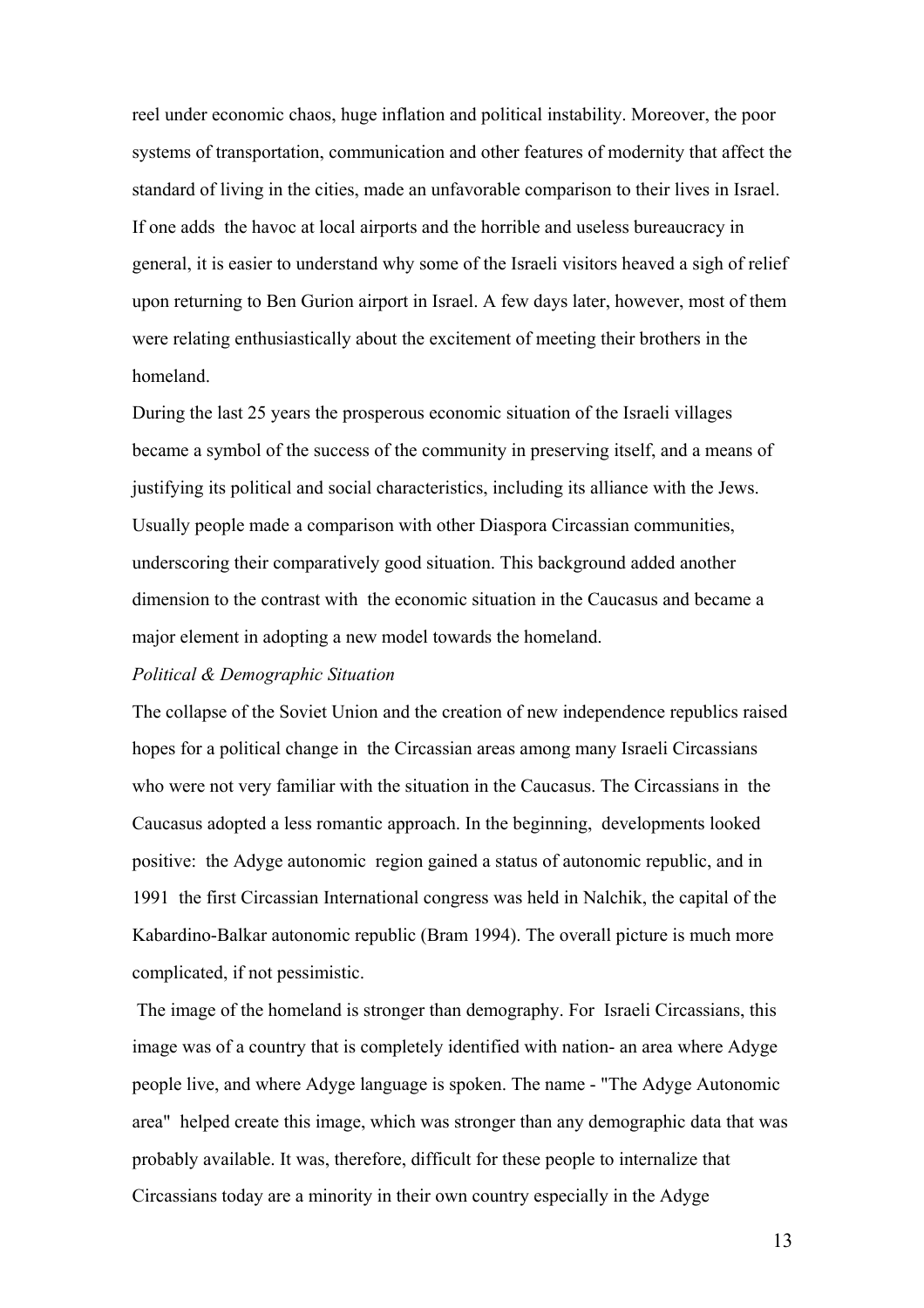reel under economic chaos, huge inflation and political instability. Moreover, the poor systems of transportation, communication and other features of modernity that affect the standard of living in the cities, made an unfavorable comparison to their lives in Israel. If one adds the havoc at local airports and the horrible and useless bureaucracy in general, it is easier to understand why some of the Israeli visitors heaved a sigh of relief upon returning to Ben Gurion airport in Israel. A few days later, however, most of them were relating enthusiastically about the excitement of meeting their brothers in the homeland.

During the last 25 years the prosperous economic situation of the Israeli villages became a symbol of the success of the community in preserving itself, and a means of justifying its political and social characteristics, including its alliance with the Jews. Usually people made a comparison with other Diaspora Circassian communities, underscoring their comparatively good situation. This background added another dimension to the contrast with the economic situation in the Caucasus and became a major element in adopting a new model towards the homeland.

*Political & Demographic Situation*

The collapse of the Soviet Union and the creation of new independence republics raised hopes for a political change in the Circassian areas among many Israeli Circassians who were not very familiar with the situation in the Caucasus. The Circassians in the Caucasus adopted a less romantic approach. In the beginning, developments looked positive: the Adyge autonomic region gained a status of autonomic republic, and in 1991 the first Circassian International congress was held in Nalchik, the capital of the Kabardino-Balkar autonomic republic (Bram 1994). The overall picture is much more complicated, if not pessimistic.

The image of the homeland is stronger than demography. For Israeli Circassians, this image was of a country that is completely identified with nation- an area where Adyge people live, and where Adyge language is spoken. The name - "The Adyge Autonomic area" helped create this image, which was stronger than any demographic data that was probably available. It was, therefore, difficult for these people to internalize that Circassians today are a minority in their own country especially in the Adyge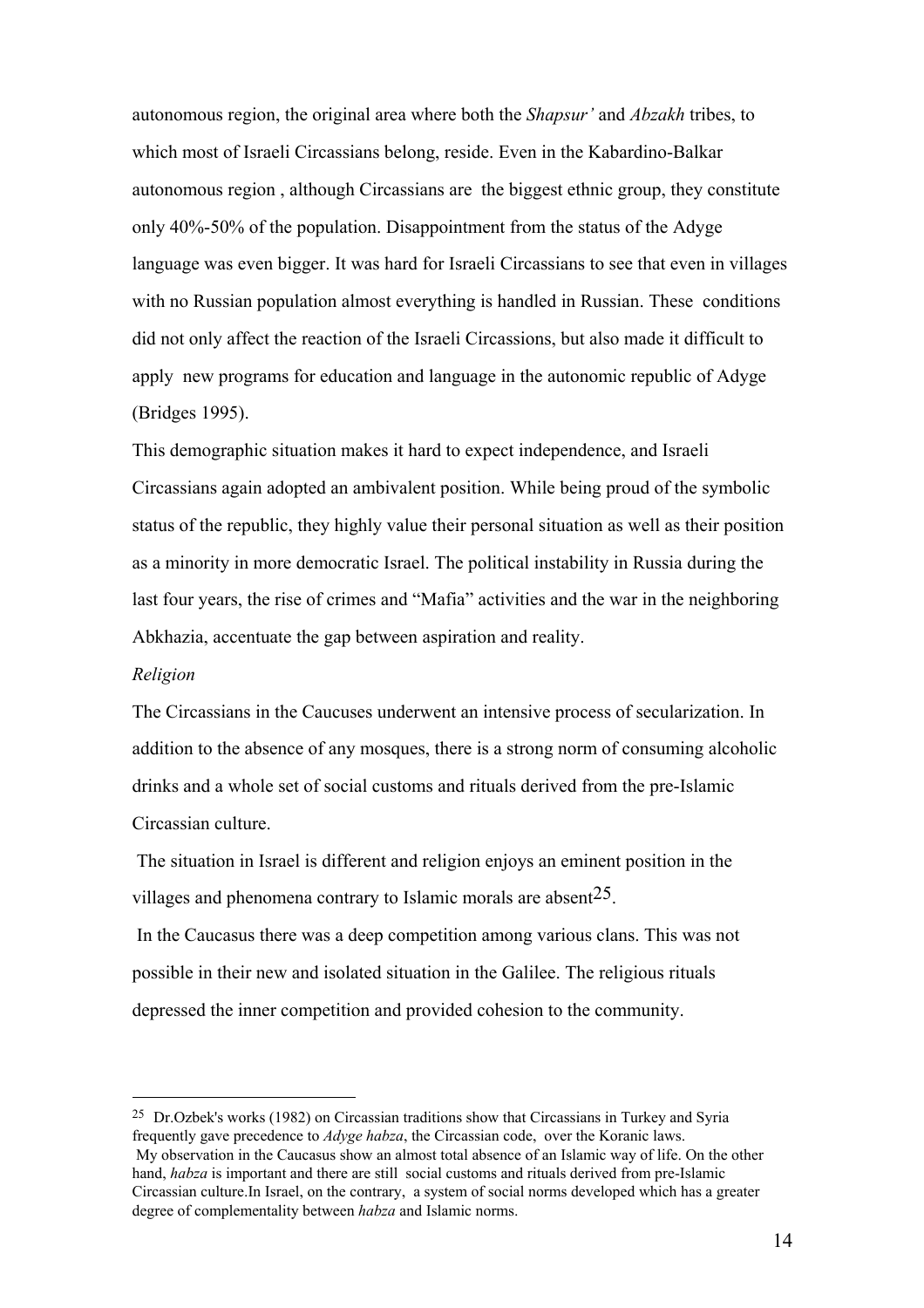autonomous region, the original area where both the *Shapsur'* and *Abzakh* tribes, to which most of Israeli Circassians belong, reside. Even in the Kabardino-Balkar autonomous region , although Circassians are the biggest ethnic group, they constitute only 40%-50% of the population. Disappointment from the status of the Adyge language was even bigger. It was hard for Israeli Circassians to see that even in villages with no Russian population almost everything is handled in Russian. These conditions did not only affect the reaction of the Israeli Circassions, but also made it difficult to apply new programs for education and language in the autonomic republic of Adyge (Bridges 1995).

This demographic situation makes it hard to expect independence, and Israeli Circassians again adopted an ambivalent position. While being proud of the symbolic status of the republic, they highly value their personal situation as well as their position as a minority in more democratic Israel. The political instability in Russia during the last four years, the rise of crimes and "Mafia" activities and the war in the neighboring Abkhazia, accentuate the gap between aspiration and reality.

*Religion*

The Circassians in the Caucuses underwent an intensive process of secularization. In addition to the absence of any mosques, there is a strong norm of consuming alcoholic drinks and a whole set of social customs and rituals derived from the pre-Islamic Circassian culture.

The situation in Israel is different and religion enjoys an eminent position in the villages and phenomena contrary to Islamic morals are absent[25].

In the Caucasus there was a deep competition among various clans. This was not possible in their new and isolated situation in the Galilee. The religious rituals depressed the inner competition and provided cohesion to the community.

---

[25] Dr.Ozbek's works (1982) on Circassian traditions show that Circassians in Turkey and Syria frequently gave precedence to *Adyge habza*, the Circassian code, over the Koranic laws. My observation in the Caucasus show an almost total absence of an Islamic way of life. On the other hand, *habza* is important and there are still social customs and rituals derived from pre-Islamic Circassian culture.In Israel, on the contrary, a system of social norms developed which has a greater degree of complementality between *habza* and Islamic norms.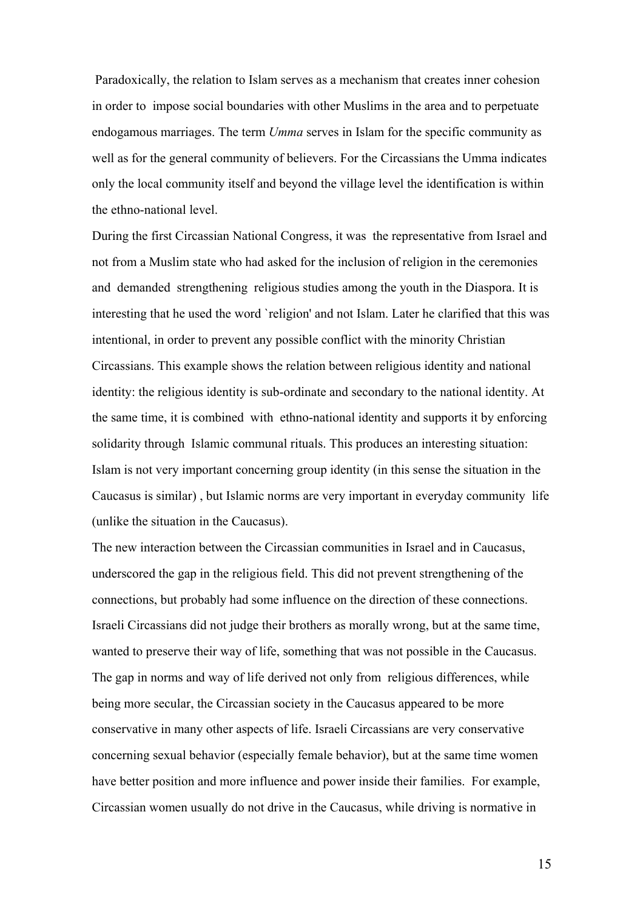Paradoxically, the relation to Islam serves as a mechanism that creates inner cohesion in order to impose social boundaries with other Muslims in the area and to perpetuate endogamous marriages. The term *Umma* serves in Islam for the specific community as well as for the general community of believers. For the Circassians the Umma indicates only the local community itself and beyond the village level the identification is within the ethno-national level.

During the first Circassian National Congress, it was the representative from Israel and not from a Muslim state who had asked for the inclusion of religion in the ceremonies and demanded strengthening religious studies among the youth in the Diaspora. It is interesting that he used the word `religion' and not Islam. Later he clarified that this was intentional, in order to prevent any possible conflict with the minority Christian Circassians. This example shows the relation between religious identity and national identity: the religious identity is sub-ordinate and secondary to the national identity. At the same time, it is combined with ethno-national identity and supports it by enforcing solidarity through Islamic communal rituals. This produces an interesting situation: Islam is not very important concerning group identity (in this sense the situation in the Caucasus is similar) , but Islamic norms are very important in everyday community life (unlike the situation in the Caucasus).

The new interaction between the Circassian communities in Israel and in Caucasus, underscored the gap in the religious field. This did not prevent strengthening of the connections, but probably had some influence on the direction of these connections. Israeli Circassians did not judge their brothers as morally wrong, but at the same time, wanted to preserve their way of life, something that was not possible in the Caucasus. The gap in norms and way of life derived not only from religious differences, while being more secular, the Circassian society in the Caucasus appeared to be more conservative in many other aspects of life. Israeli Circassians are very conservative concerning sexual behavior (especially female behavior), but at the same time women have better position and more influence and power inside their families. For example, Circassian women usually do not drive in the Caucasus, while driving is normative in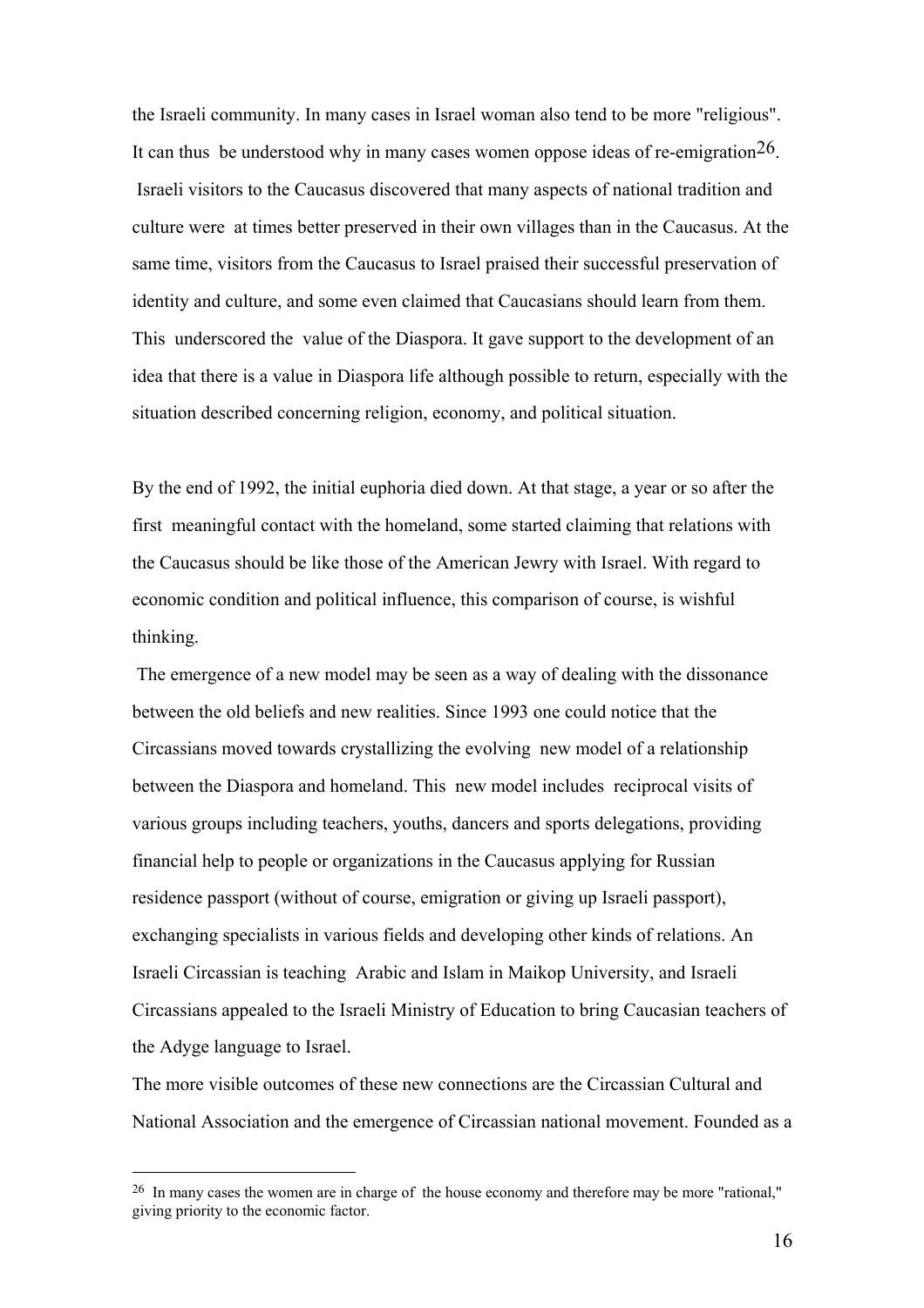the Israeli community. In many cases in Israel woman also tend to be more "religious". It can thus be understood why in many cases women oppose ideas of re-emigration[26].

Israeli visitors to the Caucasus discovered that many aspects of national tradition and culture were at times better preserved in their own villages than in the Caucasus. At the same time, visitors from the Caucasus to Israel praised their successful preservation of identity and culture, and some even claimed that Caucasians should learn from them. This underscored the value of the Diaspora. It gave support to the development of an idea that there is a value in Diaspora life although possible to return, especially with the situation described concerning religion, economy, and political situation.

By the end of 1992, the initial euphoria died down. At that stage, a year or so after the first meaningful contact with the homeland, some started claiming that relations with the Caucasus should be like those of the American Jewry with Israel. With regard to economic condition and political influence, this comparison of course, is wishful thinking.

The emergence of a new model may be seen as a way of dealing with the dissonance between the old beliefs and new realities. Since 1993 one could notice that the Circassians moved towards crystallizing the evolving new model of a relationship between the Diaspora and homeland. This new model includes reciprocal visits of various groups including teachers, youths, dancers and sports delegations, providing financial help to people or organizations in the Caucasus applying for Russian residence passport (without of course, emigration or giving up Israeli passport), exchanging specialists in various fields and developing other kinds of relations. An Israeli Circassian is teaching Arabic and Islam in Maikop University, and Israeli Circassians appealed to the Israeli Ministry of Education to bring Caucasian teachers of the Adyge language to Israel.

The more visible outcomes of these new connections are the Circassian Cultural and National Association and the emergence of Circassian national movement. Founded as a

[26] In many cases the women are in charge of the house economy and therefore may be more "rational," giving priority to the economic factor.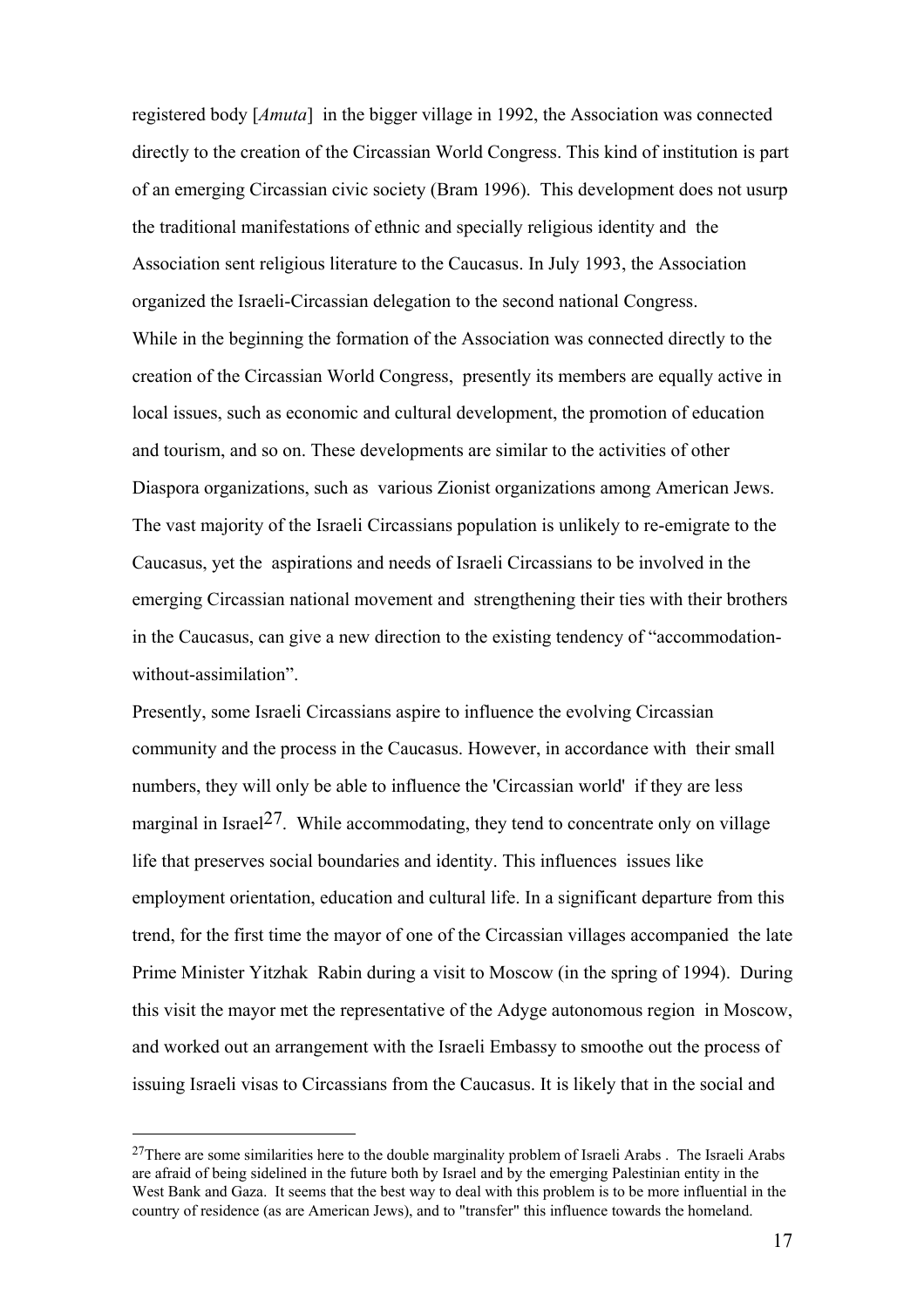registered body [*Amuta*] in the bigger village in 1992, the Association was connected directly to the creation of the Circassian World Congress. This kind of institution is part of an emerging Circassian civic society (Bram 1996). This development does not usurp the traditional manifestations of ethnic and specially religious identity and the Association sent religious literature to the Caucasus. In July 1993, the Association organized the Israeli-Circassian delegation to the second national Congress.

While in the beginning the formation of the Association was connected directly to the creation of the Circassian World Congress, presently its members are equally active in local issues, such as economic and cultural development, the promotion of education and tourism, and so on. These developments are similar to the activities of other Diaspora organizations, such as various Zionist organizations among American Jews. The vast majority of the Israeli Circassians population is unlikely to re-emigrate to the Caucasus, yet the aspirations and needs of Israeli Circassians to be involved in the emerging Circassian national movement and strengthening their ties with their brothers in the Caucasus, can give a new direction to the existing tendency of "accommodation-without-assimilation".

Presently, some Israeli Circassians aspire to influence the evolving Circassian community and the process in the Caucasus. However, in accordance with their small numbers, they will only be able to influence the 'Circassian world' if they are less marginal in Israel[27]. While accommodating, they tend to concentrate only on village life that preserves social boundaries and identity. This influences issues like employment orientation, education and cultural life. In a significant departure from this trend, for the first time the mayor of one of the Circassian villages accompanied the late Prime Minister Yitzhak Rabin during a visit to Moscow (in the spring of 1994). During this visit the mayor met the representative of the Adyge autonomous region in Moscow, and worked out an arrangement with the Israeli Embassy to smoothe out the process of issuing Israeli visas to Circassians from the Caucasus. It is likely that in the social and

---

[27]There are some similarities here to the double marginality problem of Israeli Arabs . The Israeli Arabs are afraid of being sidelined in the future both by Israel and by the emerging Palestinian entity in the West Bank and Gaza. It seems that the best way to deal with this problem is to be more influential in the country of residence (as are American Jews), and to "transfer" this influence towards the homeland.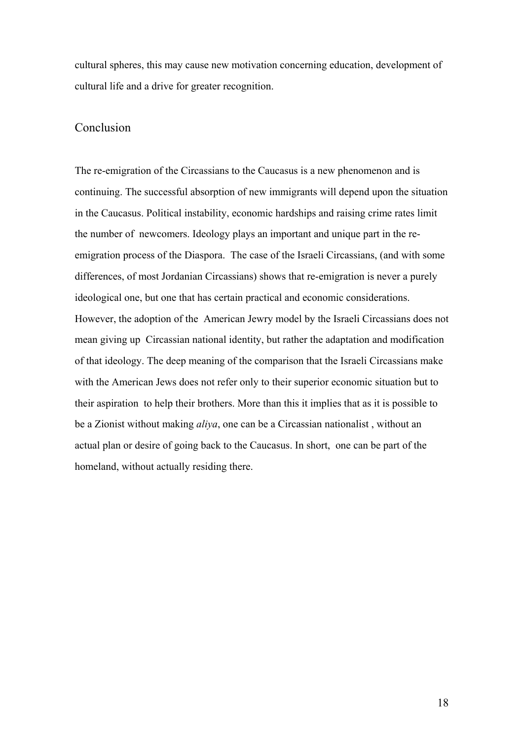cultural spheres, this may cause new motivation concerning education, development of cultural life and a drive for greater recognition.

## Conclusion

The re-emigration of the Circassians to the Caucasus is a new phenomenon and is continuing. The successful absorption of new immigrants will depend upon the situation in the Caucasus. Political instability, economic hardships and raising crime rates limit the number of newcomers. Ideology plays an important and unique part in the re-emigration process of the Diaspora. The case of the Israeli Circassians, (and with some differences, of most Jordanian Circassians) shows that re-emigration is never a purely ideological one, but one that has certain practical and economic considerations. However, the adoption of the American Jewry model by the Israeli Circassians does not mean giving up Circassian national identity, but rather the adaptation and modification of that ideology. The deep meaning of the comparison that the Israeli Circassians make with the American Jews does not refer only to their superior economic situation but to their aspiration to help their brothers. More than this it implies that as it is possible to be a Zionist without making *aliya*, one can be a Circassian nationalist , without an actual plan or desire of going back to the Caucasus. In short, one can be part of the homeland, without actually residing there.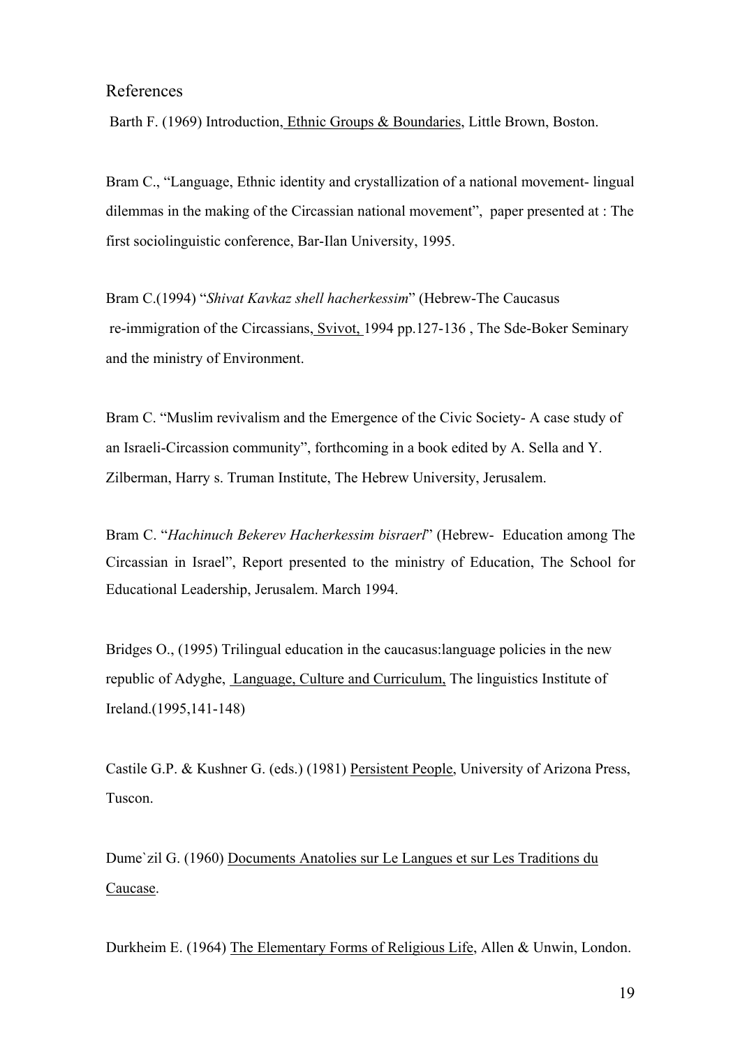## References

Barth F. (1969) Introduction, Ethnic Groups & Boundaries, Little Brown, Boston.

Bram C., "Language, Ethnic identity and crystallization of a national movement- lingual dilemmas in the making of the Circassian national movement", paper presented at : The first sociolinguistic conference, Bar-Ilan University, 1995.

Bram C.(1994) "*Shivat Kavkaz shell hacherkessim*" (Hebrew-The Caucasus re-immigration of the Circassians, Svivot, 1994 pp.127-136 , The Sde-Boker Seminary and the ministry of Environment.

Bram C. "Muslim revivalism and the Emergence of the Civic Society- A case study of an Israeli-Circassion community", forthcoming in a book edited by A. Sella and Y. Zilberman, Harry s. Truman Institute, The Hebrew University, Jerusalem.

Bram C. "*Hachinuch Bekerev Hacherkessim bisraerl*" (Hebrew- Education among The Circassian in Israel", Report presented to the ministry of Education, The School for Educational Leadership, Jerusalem. March 1994.

Bridges O., (1995) Trilingual education in the caucasus:language policies in the new republic of Adyghe, Language, Culture and Curriculum, The linguistics Institute of Ireland.(1995,141-148)

Castile G.P. & Kushner G. (eds.) (1981) Persistent People, University of Arizona Press, Tuscon.

Dume`zil G. (1960) Documents Anatolies sur Le Langues et sur Les Traditions du Caucase.

Durkheim E. (1964) The Elementary Forms of Religious Life, Allen & Unwin, London.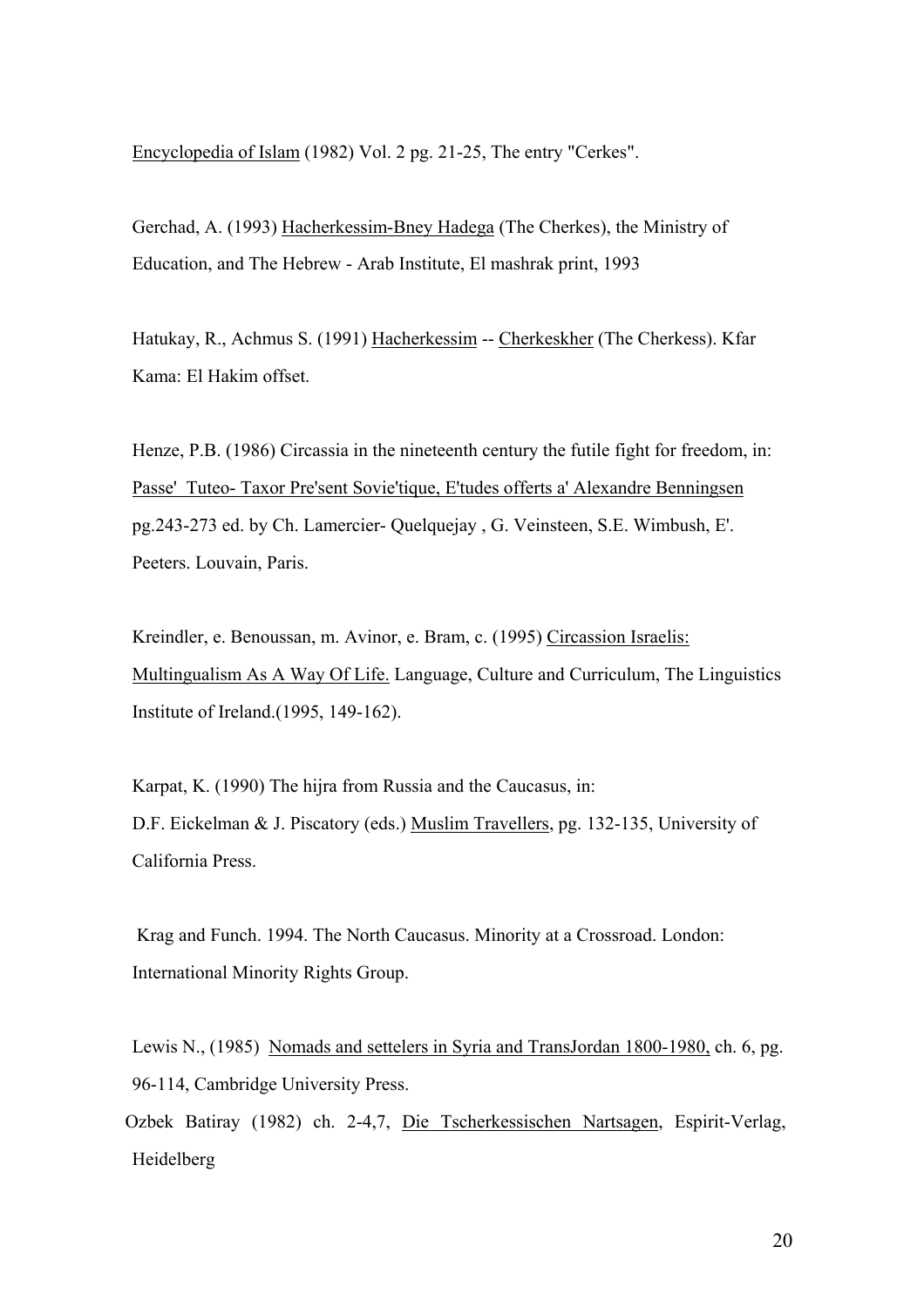Encyclopedia of Islam (1982) Vol. 2 pg. 21-25, The entry "Cerkes".

Gerchad, A. (1993) Hacherkessim-Bney Hadega (The Cherkes), the Ministry of Education, and The Hebrew - Arab Institute, El mashrak print, 1993

Hatukay, R., Achmus S. (1991) Hacherkessim -- Cherkeskher (The Cherkess). Kfar Kama: El Hakim offset.

Henze, P.B. (1986) Circassia in the nineteenth century the futile fight for freedom, in: Passe' Tuteo- Taxor Pre'sent Sovie'tique, E'tudes offerts a' Alexandre Benningsen pg.243-273 ed. by Ch. Lamercier- Quelquejay , G. Veinsteen, S.E. Wimbush, E'. Peeters. Louvain, Paris.

Kreindler, e. Benoussan, m. Avinor, e. Bram, c. (1995) Circassion Israelis: Multingualism As A Way Of Life. Language, Culture and Curriculum, The Linguistics Institute of Ireland.(1995, 149-162).

Karpat, K. (1990) The hijra from Russia and the Caucasus, in: D.F. Eickelman & J. Piscatory (eds.) Muslim Travellers, pg. 132-135, University of California Press.

Krag and Funch. 1994. The North Caucasus. Minority at a Crossroad. London: International Minority Rights Group.

Lewis N., (1985) Nomads and settelers in Syria and TransJordan 1800-1980, ch. 6, pg. 96-114, Cambridge University Press.

Ozbek Batiray (1982) ch. 2-4,7, Die Tscherkessischen Nartsagen, Espirit-Verlag, Heidelberg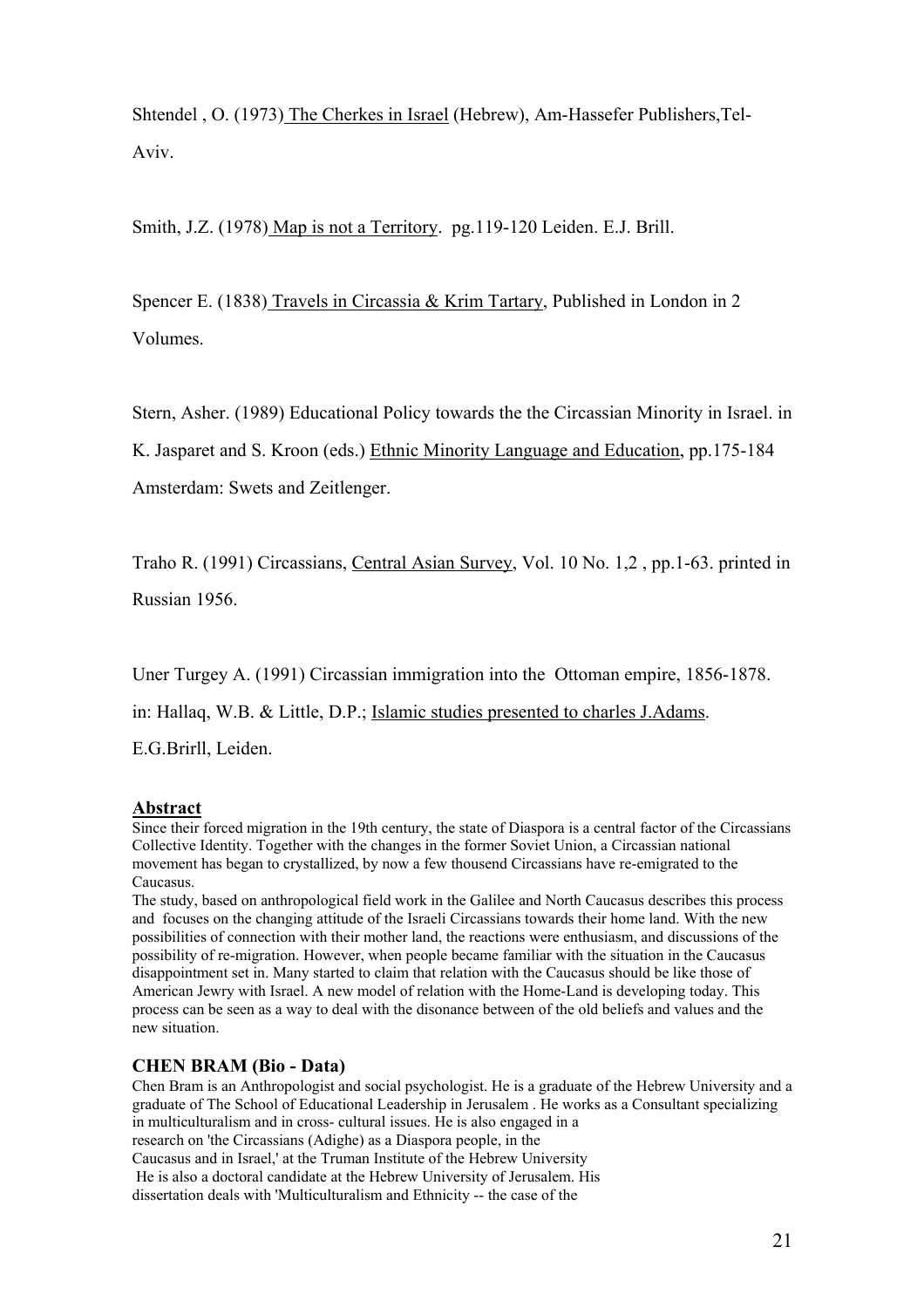Shtendel , O. (1973) <u>The Cherkes in Israel</u> (Hebrew), Am-Hassefer Publishers,Tel-Aviv.

Smith, J.Z. (1978) <u>Map is not a Territory</u>. pg.119-120 Leiden. E.J. Brill.

Spencer E. (1838) <u>Travels in Circassia & Krim Tartary</u>, Published in London in 2 Volumes.

Stern, Asher. (1989) Educational Policy towards the the Circassian Minority in Israel. in K. Jasparet and S. Kroon (eds.) <u>Ethnic Minority Language and Education</u>, pp.175-184 Amsterdam: Swets and Zeitlenger.

Traho R. (1991) Circassians, <u>Central Asian Survey</u>, Vol. 10 No. 1,2 , pp.1-63. printed in Russian 1956.

Uner Turgey A. (1991) Circassian immigration into the Ottoman empire, 1856-1878. in: Hallaq, W.B. & Little, D.P.; <u>Islamic studies presented to charles J.Adams</u>. E.G.Brirll, Leiden.

## Abstract

Since their forced migration in the 19th century, the state of Diaspora is a central factor of the Circassians Collective Identity. Together with the changes in the former Soviet Union, a Circassian national movement has began to crystallized, by now a few thousend Circassians have re-emigrated to the Caucasus.

The study, based on anthropological field work in the Galilee and North Caucasus describes this process and focuses on the changing attitude of the Israeli Circassians towards their home land. With the new possibilities of connection with their mother land, the reactions were enthusiasm, and discussions of the possibility of re-migration. However, when people became familiar with the situation in the Caucasus disappointment set in. Many started to claim that relation with the Caucasus should be like those of American Jewry with Israel. A new model of relation with the Home-Land is developing today. This process can be seen as a way to deal with the disonance between of the old beliefs and values and the new situation.

## CHEN BRAM (Bio - Data)

Chen Bram is an Anthropologist and social psychologist. He is a graduate of the Hebrew University and a graduate of The School of Educational Leadership in Jerusalem . He works as a Consultant specializing in multiculturalism and in cross- cultural issues. He is also engaged in a research on 'the Circassians (Adighe) as a Diaspora people, in the Caucasus and in Israel,' at the Truman Institute of the Hebrew University He is also a doctoral candidate at the Hebrew University of Jerusalem. His dissertation deals with 'Multiculturalism and Ethnicity -- the case of the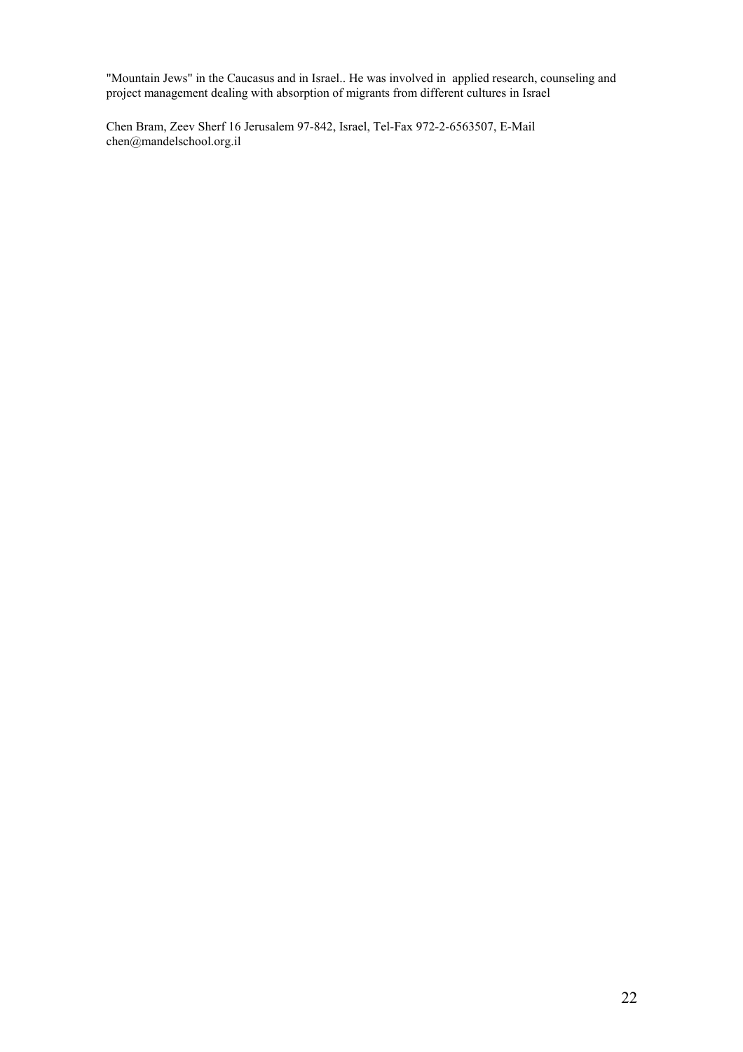"Mountain Jews" in the Caucasus and in Israel.. He was involved in applied research, counseling and project management dealing with absorption of migrants from different cultures in Israel

Chen Bram, Zeev Sherf 16 Jerusalem 97-842, Israel, Tel-Fax 972-2-6563507, E-Mail chen@mandelschool.org.il